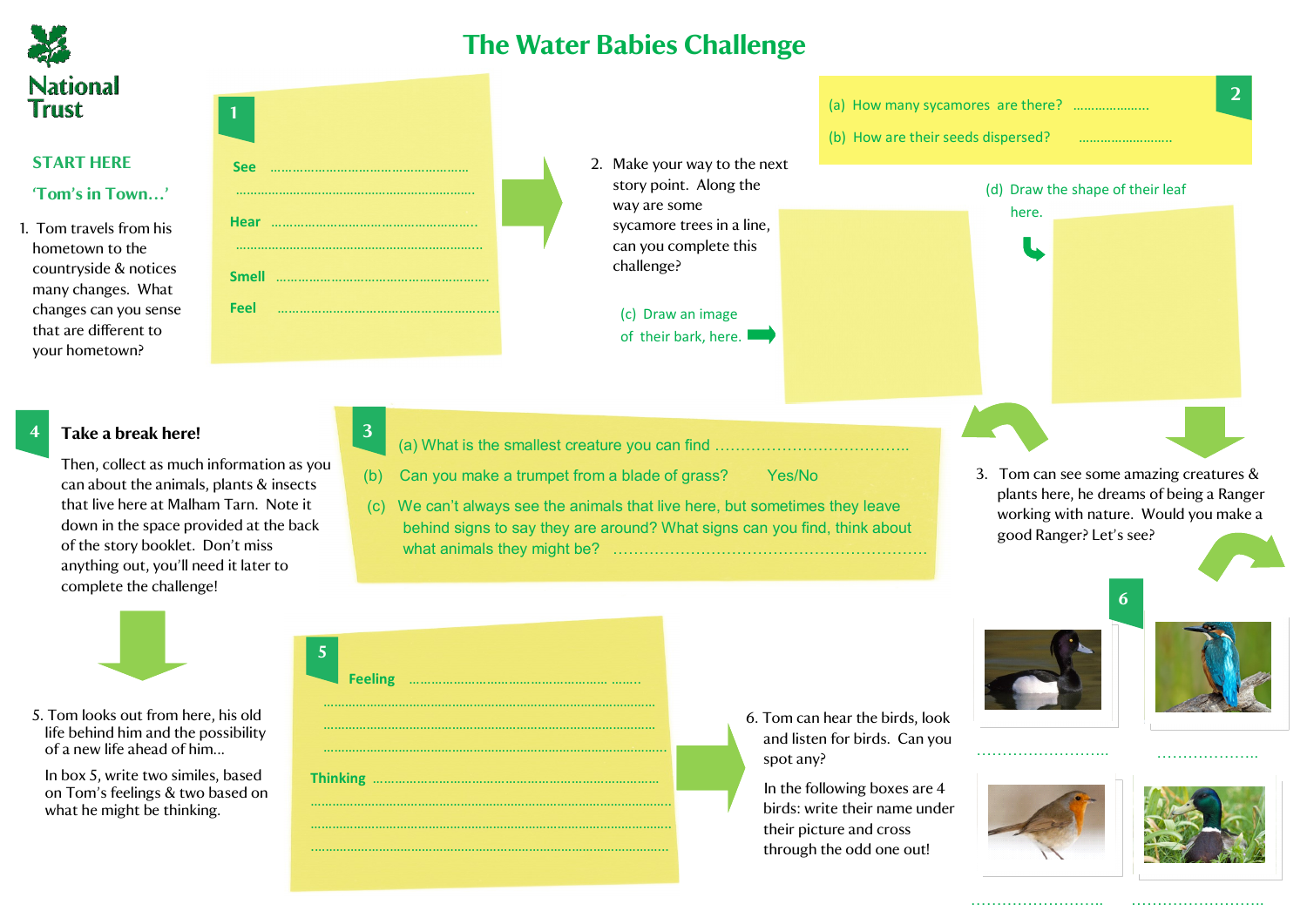National Trust

# The Water Babies Challenge

**START HERE**

**'Tom's in Town…'**

1. Tom travels from his hometown to the countryside & notices many changes. What changes can you sense that are different to your hometown?

**1**

See ……………………………………………
…………………………………………………………
Hear ……………………………………………
…………………………………………………………
Smell ……………………………………………
Feel ……………………………………………

2. Make your way to the next story point. Along the way are some sycamore trees in a line, can you complete this challenge?

**2**

(a) How many sycamores are there? …………………

(b) How are their seeds dispersed? ……………………

(c) Draw an image of their bark, here.

(d) Draw the shape of their leaf here.

3. Tom can see some amazing creatures & plants here, he dreams of being a Ranger working with nature. Would you make a good Ranger? Let's see?

**3**

(a) What is the smallest creature you can find ………………………………….

(b) Can you make a trumpet from a blade of grass? Yes/No

(c) We can't always see the animals that live here, but sometimes they leave behind signs to say they are around? What signs can you find, think about what animals they might be? ………………………………………………………

**4**

**Take a break here!**

Then, collect as much information as you can about the animals, plants & insects that live here at Malham Tarn. Note it down in the space provided at the back of the story booklet. Don't miss anything out, you'll need it later to complete the challenge!

5. Tom looks out from here, his old life behind him and the possibility of a new life ahead of him…

In box 5, write two similes, based on Tom's feelings & two based on what he might be thinking.

**5**

Feeling ……………………………………………
…………………………………………………………
…………………………………………………………
…………………………………………………………
Thinking ……………………………………………
…………………………………………………………
…………………………………………………………
…………………………………………………………

6. Tom can hear the birds, look and listen for birds. Can you spot any?

In the following boxes are 4 birds: write their name under their picture and cross through the odd one out!

**6**

……………………… ………………… 

……………………… ………………………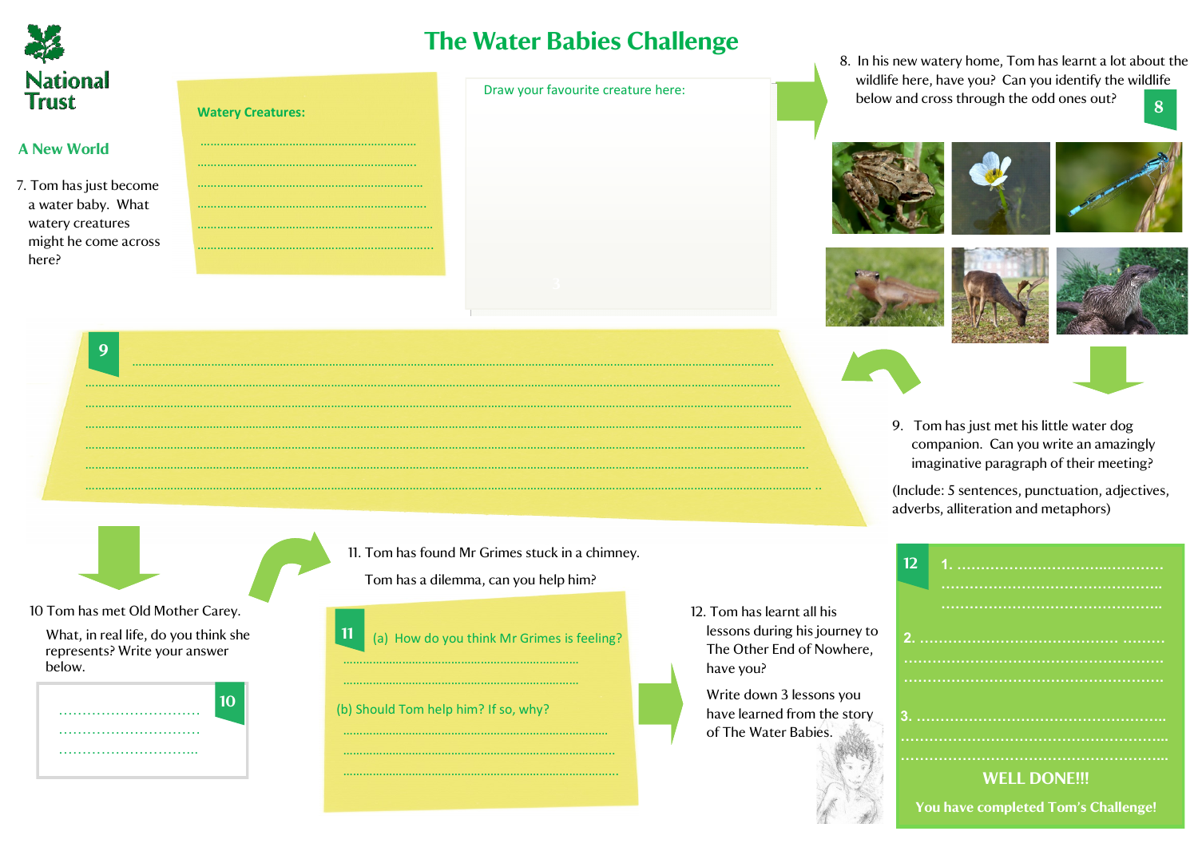# The Water Babies Challenge

National Trust

## A New World

7. Tom has just become a water baby. What watery creatures might he come across here?

**Watery Creatures:**

……………………………………………………………

……………………………………………………………

……………………………………………………………

……………………………………………………………

……………………………………………………………

……………………………………………………………

Draw your favourite creature here:

8. In his new watery home, Tom has learnt a lot about the wildlife here, have you? Can you identify the wildlife below and cross through the odd ones out?

9. Tom has just met his little water dog companion. Can you write an amazingly imaginative paragraph of their meeting?

(Include: 5 sentences, punctuation, adjectives, adverbs, alliteration and metaphors)

**9**

……………………………………………………………………………………………………………………………………

……………………………………………………………………………………………………………………………………

……………………………………………………………………………………………………………………………………

……………………………………………………………………………………………………………………………………

……………………………………………………………………………………………………………………………………

……………………………………………………………………………………………………………………………………

……………………………………………………………………………………………………………………………………

10 Tom has met Old Mother Carey.

What, in real life, do you think she represents? Write your answer below.

**10**

…………………………

…………………………

…………………………

11. Tom has found Mr Grimes stuck in a chimney.

Tom has a dilemma, can you help him?

**11**

(a) How do you think Mr Grimes is feeling?

……………………………………………………………

……………………………………………………………

(b) Should Tom help him? If so, why?

……………………………………………………………

……………………………………………………………

……………………………………………………………

12. Tom has learnt all his lessons during his journey to The Other End of Nowhere, have you?

Write down 3 lessons you have learned from the story of The Water Babies.

**12**

1. ……………………………………………

……………………………………………

……………………………………………

2. ……………………………………………

……………………………………………

……………………………………………

3. ……………………………………………

……………………………………………

……………………………………………

**WELL DONE!!!**

**You have completed Tom's Challenge!**